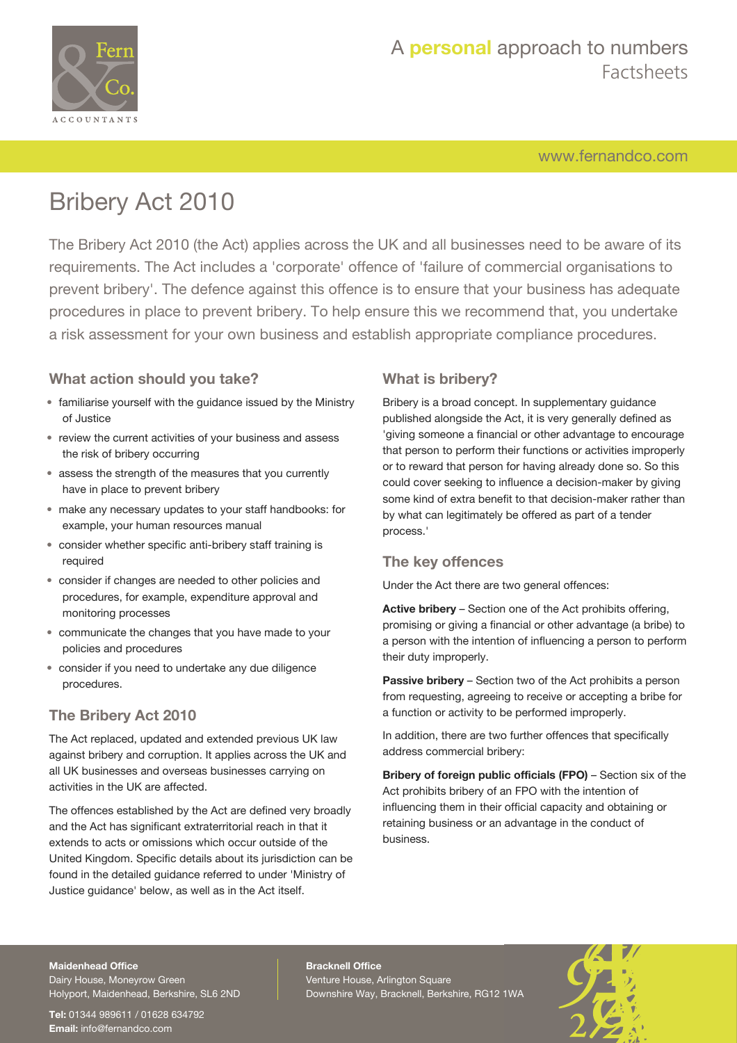# Bribery Act 2010

The Bribery Act 2010 (the Act) applies across the UK and all businesses need to be aware of its requirements. The Act includes a 'corporate' offence of 'failure of commercial organisations to prevent bribery'. The defence against this offence is to ensure that your business has adequate procedures in place to prevent bribery. To help ensure this we recommend that, you undertake a risk assessment for your own business and establish appropriate compliance procedures.

## What action should you take?

- familiarise yourself with the guidance issued by the Ministry of Justice
- review the current activities of your business and assess the risk of bribery occurring
- assess the strength of the measures that you currently have in place to prevent bribery
- make any necessary updates to your staff handbooks: for example, your human resources manual
- consider whether specific anti-bribery staff training is required
- consider if changes are needed to other policies and procedures, for example, expenditure approval and monitoring processes
- communicate the changes that you have made to your policies and procedures
- consider if you need to undertake any due diligence procedures.

## The Bribery Act 2010

The Act replaced, updated and extended previous UK law against bribery and corruption. It applies across the UK and all UK businesses and overseas businesses carrying on activities in the UK are affected.

The offences established by the Act are defined very broadly and the Act has significant extraterritorial reach in that it extends to acts or omissions which occur outside of the United Kingdom. Specific details about its jurisdiction can be found in the detailed guidance referred to under 'Ministry of Justice guidance' below, as well as in the Act itself.

## What is bribery?

Bribery is a broad concept. In supplementary guidance published alongside the Act, it is very generally defined as 'giving someone a financial or other advantage to encourage that person to perform their functions or activities improperly or to reward that person for having already done so. So this could cover seeking to influence a decision-maker by giving some kind of extra benefit to that decision-maker rather than by what can legitimately be offered as part of a tender process.'

## The key offences

Under the Act there are two general offences:

**Active bribery** – Section one of the Act prohibits offering, promising or giving a financial or other advantage (a bribe) to a person with the intention of influencing a person to perform their duty improperly.

**Passive bribery** – Section two of the Act prohibits a person from requesting, agreeing to receive or accepting a bribe for a function or activity to be performed improperly.

In addition, there are two further offences that specifically address commercial bribery:

**Bribery of foreign public officials (FPO)** – Section six of the Act prohibits bribery of an FPO with the intention of influencing them in their official capacity and obtaining or retaining business or an advantage in the conduct of business.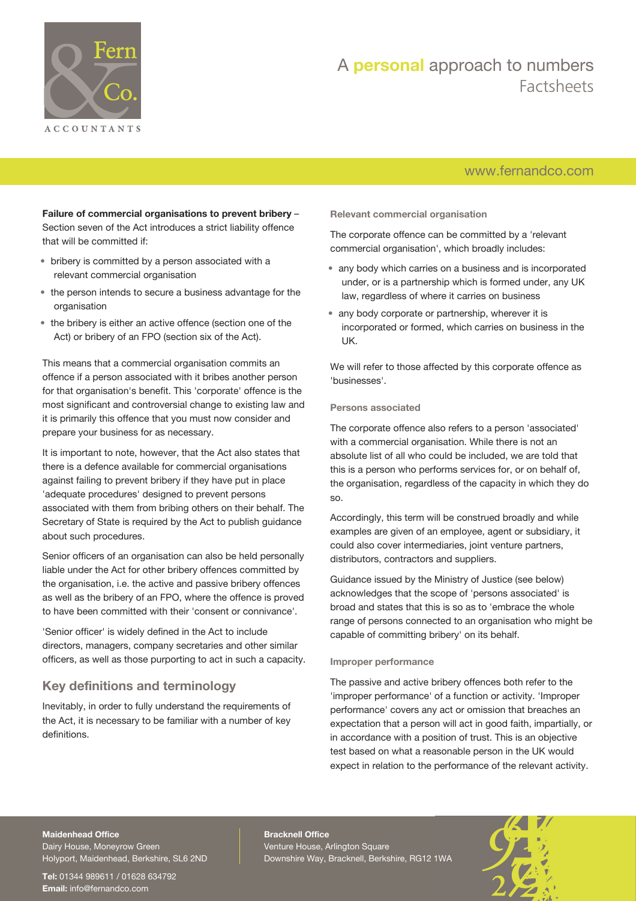**Failure of commercial organisations to prevent bribery** – Section seven of the Act introduces a strict liability offence that will be committed if:

- bribery is committed by a person associated with a relevant commercial organisation
- the person intends to secure a business advantage for the organisation
- the bribery is either an active offence (section one of the Act) or bribery of an FPO (section six of the Act).

This means that a commercial organisation commits an offence if a person associated with it bribes another person for that organisation's benefit. This 'corporate' offence is the most significant and controversial change to existing law and it is primarily this offence that you must now consider and prepare your business for as necessary.

It is important to note, however, that the Act also states that there is a defence available for commercial organisations against failing to prevent bribery if they have put in place 'adequate procedures' designed to prevent persons associated with them from bribing others on their behalf. The Secretary of State is required by the Act to publish guidance about such procedures.

Senior officers of an organisation can also be held personally liable under the Act for other bribery offences committed by the organisation, i.e. the active and passive bribery offences as well as the bribery of an FPO, where the offence is proved to have been committed with their 'consent or connivance'.

'Senior officer' is widely defined in the Act to include directors, managers, company secretaries and other similar officers, as well as those purporting to act in such a capacity.

## Key definitions and terminology

Inevitably, in order to fully understand the requirements of the Act, it is necessary to be familiar with a number of key definitions.

### Relevant commercial organisation

The corporate offence can be committed by a 'relevant commercial organisation', which broadly includes:

- any body which carries on a business and is incorporated under, or is a partnership which is formed under, any UK law, regardless of where it carries on business
- any body corporate or partnership, wherever it is incorporated or formed, which carries on business in the UK.

We will refer to those affected by this corporate offence as 'businesses'.

### Persons associated

The corporate offence also refers to a person 'associated' with a commercial organisation. While there is not an absolute list of all who could be included, we are told that this is a person who performs services for, or on behalf of, the organisation, regardless of the capacity in which they do so.

Accordingly, this term will be construed broadly and while examples are given of an employee, agent or subsidiary, it could also cover intermediaries, joint venture partners, distributors, contractors and suppliers.

Guidance issued by the Ministry of Justice (see below) acknowledges that the scope of 'persons associated' is broad and states that this is so as to 'embrace the whole range of persons connected to an organisation who might be capable of committing bribery' on its behalf.

### Improper performance

The passive and active bribery offences both refer to the 'improper performance' of a function or activity. 'Improper performance' covers any act or omission that breaches an expectation that a person will act in good faith, impartially, or in accordance with a position of trust. This is an objective test based on what a reasonable person in the UK would expect in relation to the performance of the relevant activity.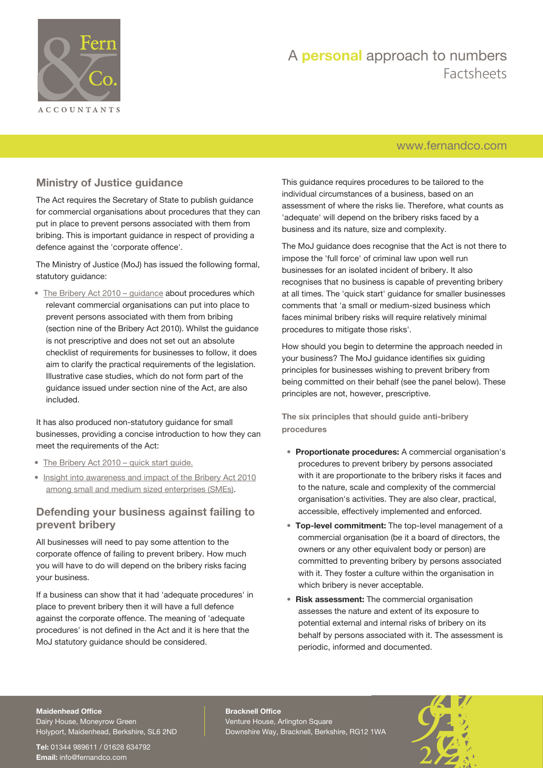## Ministry of Justice guidance

The Act requires the Secretary of State to publish guidance for commercial organisations about procedures that they can put in place to prevent persons associated with them from bribing. This is important guidance in respect of providing a defence against the 'corporate offence'.

The Ministry of Justice (MoJ) has issued the following formal, statutory guidance:

- The Bribery Act 2010 – guidance about procedures which relevant commercial organisations can put into place to prevent persons associated with them from bribing (section nine of the Bribery Act 2010). Whilst the guidance is not prescriptive and does not set out an absolute checklist of requirements for businesses to follow, it does aim to clarify the practical requirements of the legislation. Illustrative case studies, which do not form part of the guidance issued under section nine of the Act, are also included.

It has also produced non-statutory guidance for small businesses, providing a concise introduction to how they can meet the requirements of the Act:

- The Bribery Act 2010 – quick start guide.
- Insight into awareness and impact of the Bribery Act 2010 among small and medium sized enterprises (SMEs).

## Defending your business against failing to prevent bribery

All businesses will need to pay some attention to the corporate offence of failing to prevent bribery. How much you will have to do will depend on the bribery risks facing your business.

If a business can show that it had 'adequate procedures' in place to prevent bribery then it will have a full defence against the corporate offence. The meaning of 'adequate procedures' is not defined in the Act and it is here that the MoJ statutory guidance should be considered.

This guidance requires procedures to be tailored to the individual circumstances of a business, based on an assessment of where the risks lie. Therefore, what counts as 'adequate' will depend on the bribery risks faced by a business and its nature, size and complexity.

The MoJ guidance does recognise that the Act is not there to impose the 'full force' of criminal law upon well run businesses for an isolated incident of bribery. It also recognises that no business is capable of preventing bribery at all times. The 'quick start' guidance for smaller businesses comments that 'a small or medium-sized business which faces minimal bribery risks will require relatively minimal procedures to mitigate those risks'.

How should you begin to determine the approach needed in your business? The MoJ guidance identifies six guiding principles for businesses wishing to prevent bribery from being committed on their behalf (see the panel below). These principles are not, however, prescriptive.

### The six principles that should guide anti-bribery procedures

- **Proportionate procedures:** A commercial organisation's procedures to prevent bribery by persons associated with it are proportionate to the bribery risks it faces and to the nature, scale and complexity of the commercial organisation's activities. They are also clear, practical, accessible, effectively implemented and enforced.
- **Top-level commitment:** The top-level management of a commercial organisation (be it a board of directors, the owners or any other equivalent body or person) are committed to preventing bribery by persons associated with it. They foster a culture within the organisation in which bribery is never acceptable.
- **Risk assessment:** The commercial organisation assesses the nature and extent of its exposure to potential external and internal risks of bribery on its behalf by persons associated with it. The assessment is periodic, informed and documented.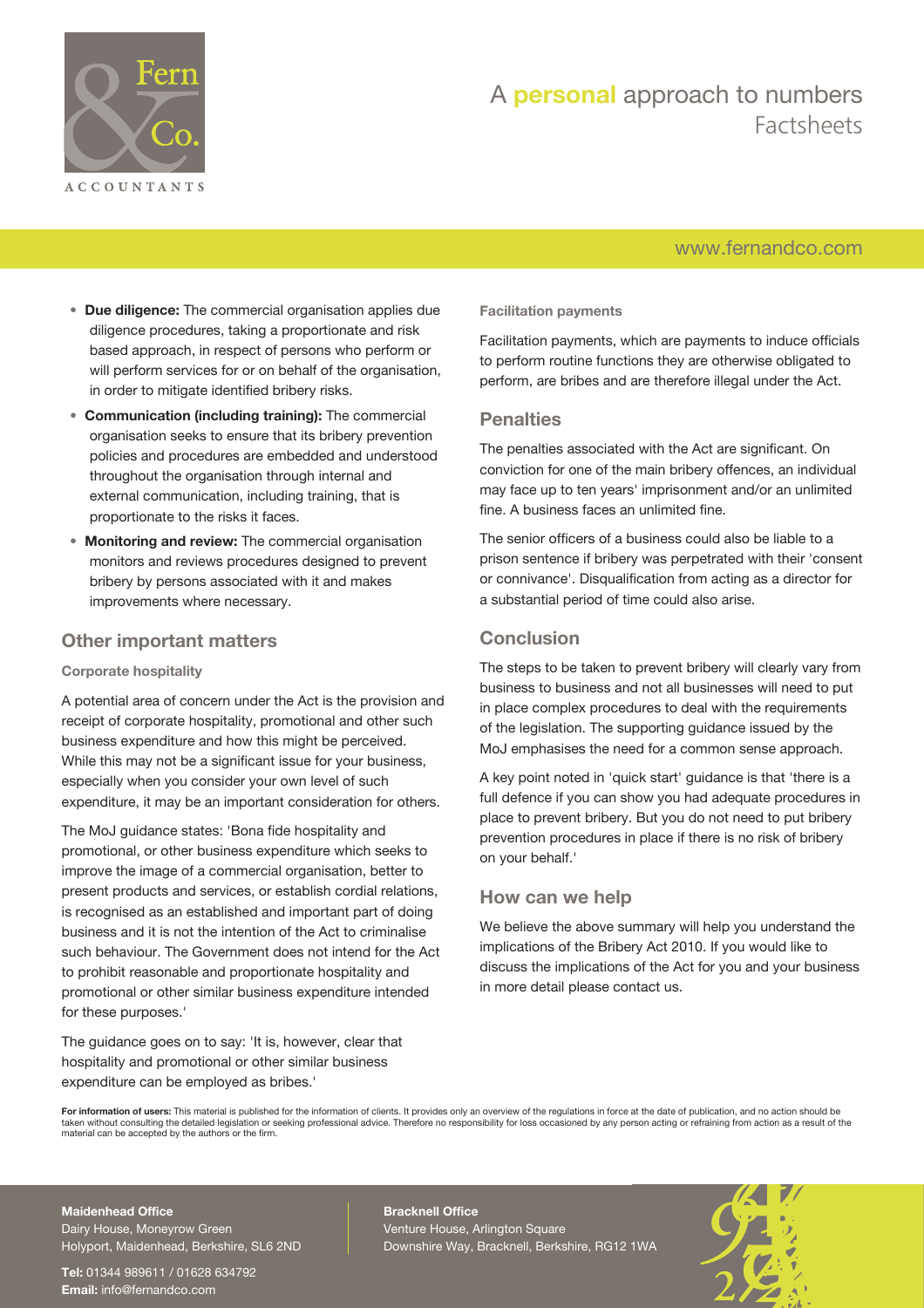- **Due diligence:** The commercial organisation applies due diligence procedures, taking a proportionate and risk based approach, in respect of persons who perform or will perform services for or on behalf of the organisation, in order to mitigate identified bribery risks.
- **Communication (including training):** The commercial organisation seeks to ensure that its bribery prevention policies and procedures are embedded and understood throughout the organisation through internal and external communication, including training, that is proportionate to the risks it faces.
- **Monitoring and review:** The commercial organisation monitors and reviews procedures designed to prevent bribery by persons associated with it and makes improvements where necessary.

## Other important matters

### Corporate hospitality

A potential area of concern under the Act is the provision and receipt of corporate hospitality, promotional and other such business expenditure and how this might be perceived. While this may not be a significant issue for your business, especially when you consider your own level of such expenditure, it may be an important consideration for others.

The MoJ guidance states: 'Bona fide hospitality and promotional, or other business expenditure which seeks to improve the image of a commercial organisation, better to present products and services, or establish cordial relations, is recognised as an established and important part of doing business and it is not the intention of the Act to criminalise such behaviour. The Government does not intend for the Act to prohibit reasonable and proportionate hospitality and promotional or other similar business expenditure intended for these purposes.'

The guidance goes on to say: 'It is, however, clear that hospitality and promotional or other similar business expenditure can be employed as bribes.'

### Facilitation payments

Facilitation payments, which are payments to induce officials to perform routine functions they are otherwise obligated to perform, are bribes and are therefore illegal under the Act.

## Penalties

The penalties associated with the Act are significant. On conviction for one of the main bribery offences, an individual may face up to ten years' imprisonment and/or an unlimited fine. A business faces an unlimited fine.

The senior officers of a business could also be liable to a prison sentence if bribery was perpetrated with their 'consent or connivance'. Disqualification from acting as a director for a substantial period of time could also arise.

## Conclusion

The steps to be taken to prevent bribery will clearly vary from business to business and not all businesses will need to put in place complex procedures to deal with the requirements of the legislation. The supporting guidance issued by the MoJ emphasises the need for a common sense approach.

A key point noted in 'quick start' guidance is that 'there is a full defence if you can show you had adequate procedures in place to prevent bribery. But you do not need to put bribery prevention procedures in place if there is no risk of bribery on your behalf.'

## How can we help

We believe the above summary will help you understand the implications of the Bribery Act 2010. If you would like to discuss the implications of the Act for you and your business in more detail please contact us.

**For information of users:** This material is published for the information of clients. It provides only an overview of the regulations in force at the date of publication, and no action should be taken without consulting the detailed legislation or seeking professional advice. Therefore no responsibility for loss occasioned by any person acting or refraining from action as a result of the material can be accepted by the authors or the firm.